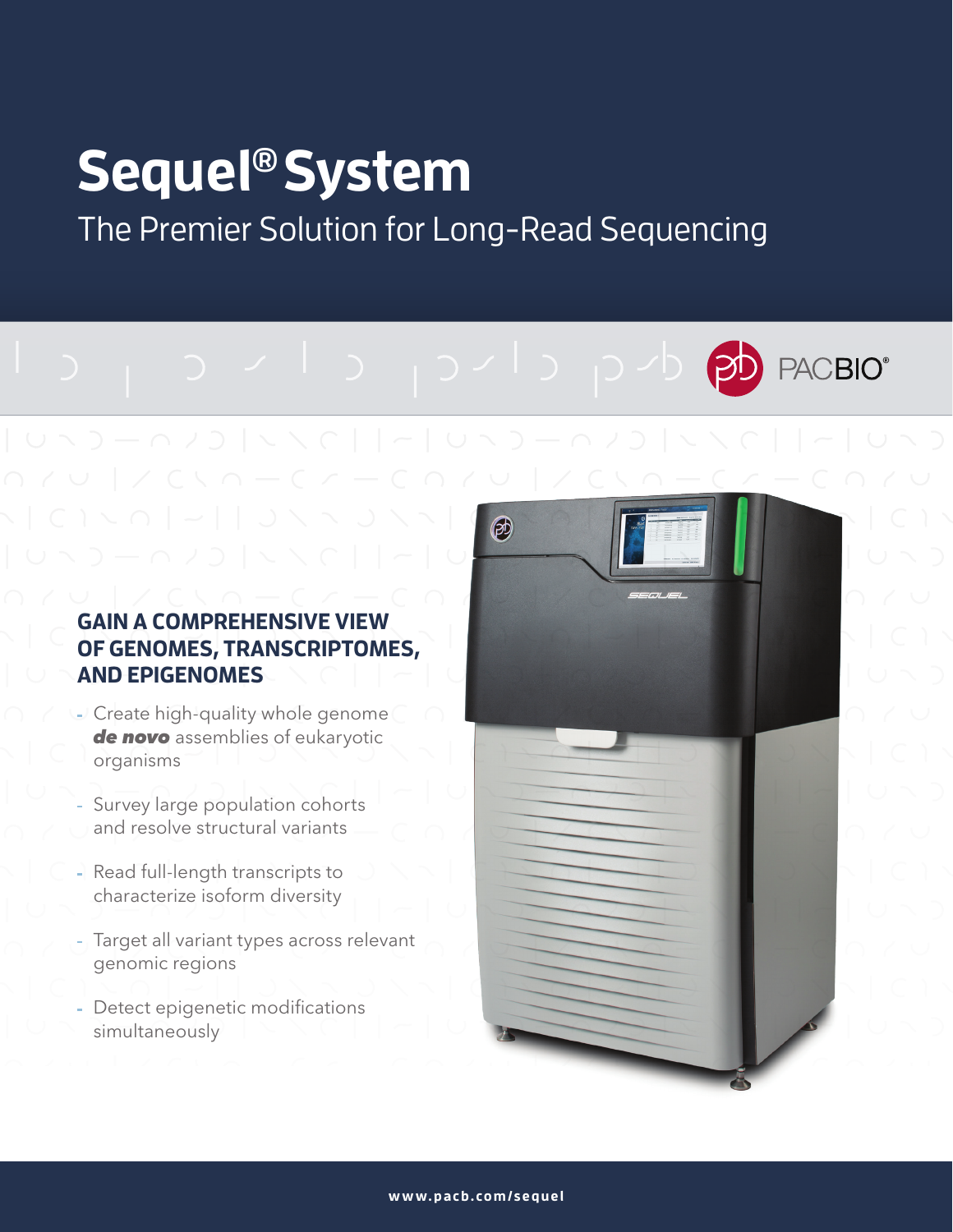# Sequel® System

The Premier Solution for Long-Read Sequencing

PACBIO®

## GAIN A COMPREHENSIVE VIEW OF GENOMES, TRANSCRIPTOMES, AND EPIGENOMES

- Create high-quality whole genome ***de novo*** assemblies of eukaryotic organisms
- Survey large population cohorts and resolve structural variants
- Read full-length transcripts to characterize isoform diversity
- Target all variant types across relevant genomic regions
- Detect epigenetic modifications simultaneously

**www.pacb.com/sequel**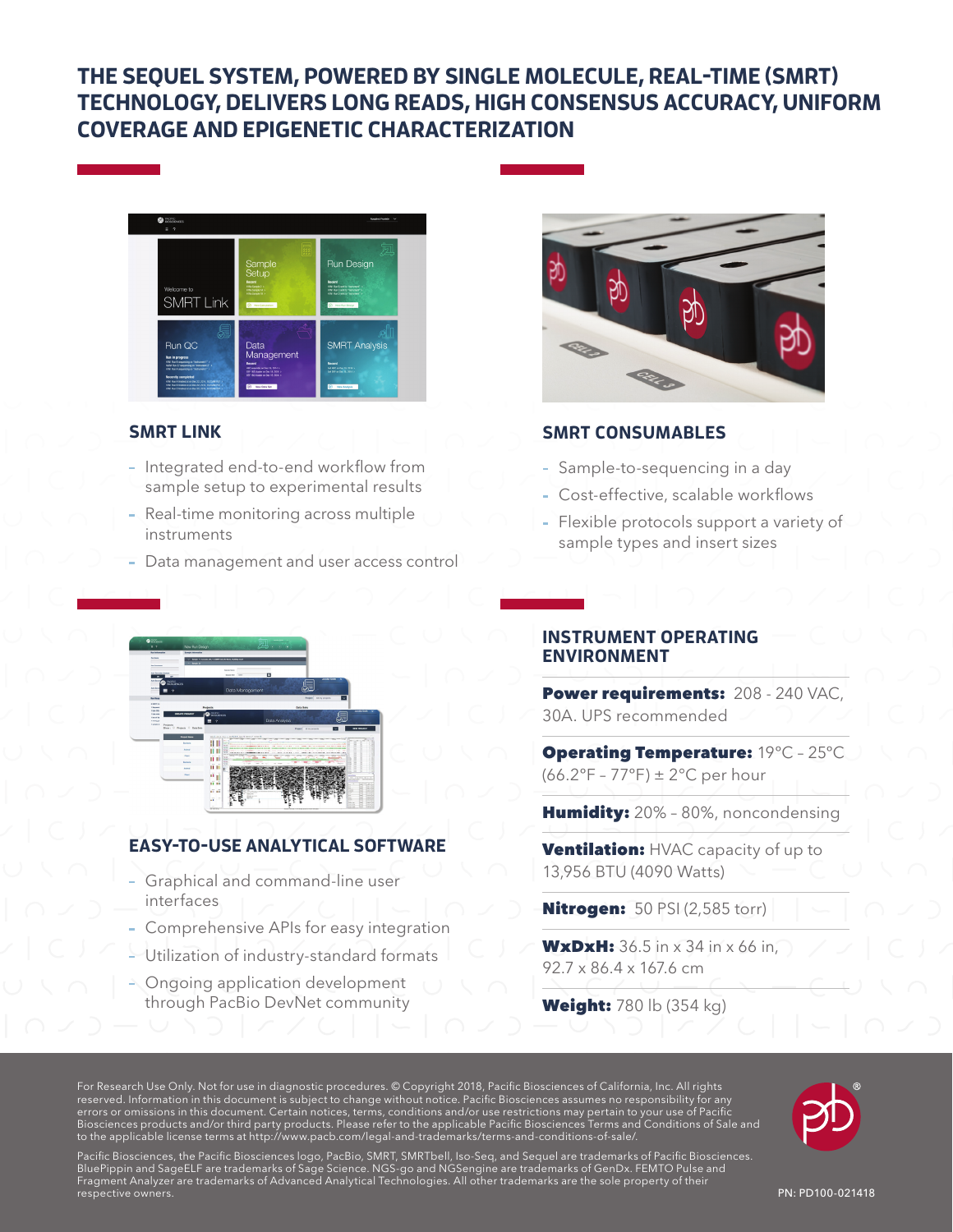# THE SEQUEL SYSTEM, POWERED BY SINGLE MOLECULE, REAL-TIME (SMRT) TECHNOLOGY, DELIVERS LONG READS, HIGH CONSENSUS ACCURACY, UNIFORM COVERAGE AND EPIGENETIC CHARACTERIZATION

## SMRT LINK

- Integrated end-to-end workflow from sample setup to experimental results
- Real-time monitoring across multiple instruments
- Data management and user access control

## SMRT CONSUMABLES

- Sample-to-sequencing in a day
- Cost-effective, scalable workflows
- Flexible protocols support a variety of sample types and insert sizes

## EASY-TO-USE ANALYTICAL SOFTWARE

- Graphical and command-line user interfaces
- Comprehensive APIs for easy integration
- Utilization of industry-standard formats
- Ongoing application development through PacBio DevNet community

## INSTRUMENT OPERATING ENVIRONMENT

**Power requirements:** 208 - 240 VAC, 30A. UPS recommended

**Operating Temperature:** 19°C – 25°C (66.2°F – 77°F) ± 2°C per hour

**Humidity:** 20% – 80%, noncondensing

**Ventilation:** HVAC capacity of up to 13,956 BTU (4090 Watts)

**Nitrogen:** 50 PSI (2,585 torr)

**WxDxH:** 36.5 in x 34 in x 66 in, 92.7 x 86.4 x 167.6 cm

**Weight:** 780 lb (354 kg)

For Research Use Only. Not for use in diagnostic procedures. © Copyright 2018, Pacific Biosciences of California, Inc. All rights reserved. Information in this document is subject to change without notice. Pacific Biosciences assumes no responsibility for any errors or omissions in this document. Certain notices, terms, conditions and/or use restrictions may pertain to your use of Pacific Biosciences products and/or third party products. Please refer to the applicable Pacific Biosciences Terms and Conditions of Sale and to the applicable license terms at http://www.pacb.com/legal-and-trademarks/terms-and-conditions-of-sale/.

Pacific Biosciences, the Pacific Biosciences logo, PacBio, SMRT, SMRTbell, Iso-Seq, and Sequel are trademarks of Pacific Biosciences. BluePippin and SageELF are trademarks of Sage Science. NGS-go and NGSengine are trademarks of GenDx. FEMTO Pulse and Fragment Analyzer are trademarks of Advanced Analytical Technologies. All other trademarks are the sole property of their respective owners.

PN: PD100-021418